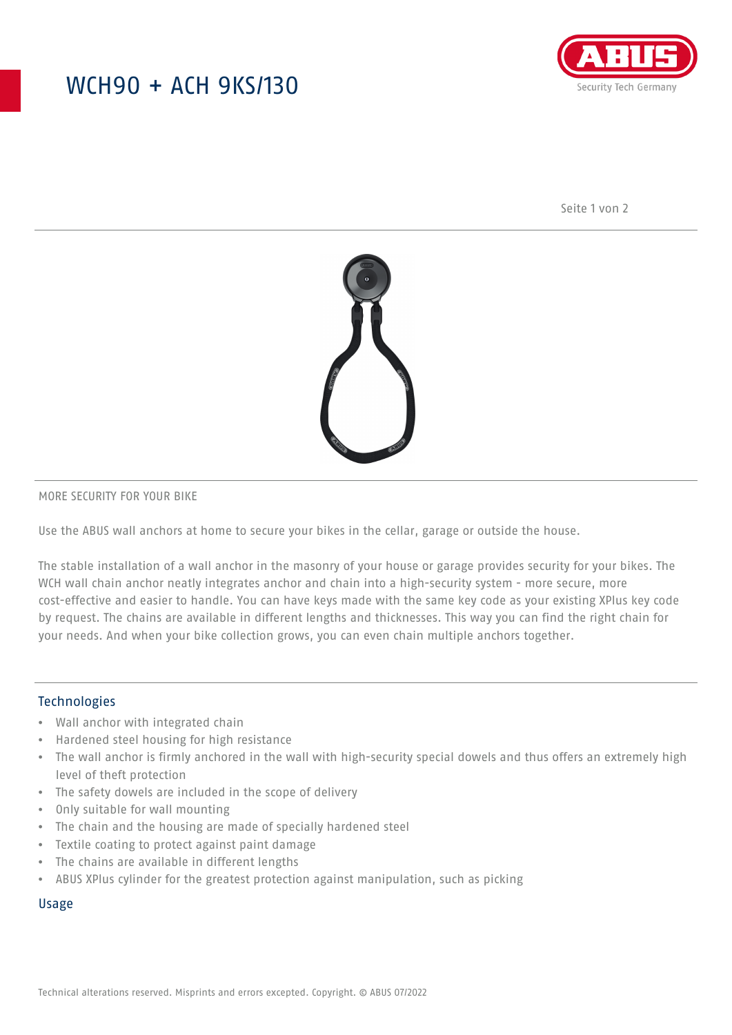# WCH90 + ACH 9KS/130

MORE SECURITY FOR YOUR BIKE

Use the ABUS wall anchors at home to secure your bikes in the cellar, garage or outside the house.

The stable installation of a wall anchor in the masonry of your house or garage provides security for your bikes. The WCH wall chain anchor neatly integrates anchor and chain into a high-security system - more secure, more cost-effective and easier to handle. You can have keys made with the same key code as your existing XPlus key code by request. The chains are available in different lengths and thicknesses. This way you can find the right chain for your needs. And when your bike collection grows, you can even chain multiple anchors together.

## Technologies

- Wall anchor with integrated chain
- Hardened steel housing for high resistance
- The wall anchor is firmly anchored in the wall with high-security special dowels and thus offers an extremely high level of theft protection
- The safety dowels are included in the scope of delivery
- Only suitable for wall mounting
- The chain and the housing are made of specially hardened steel
- Textile coating to protect against paint damage
- The chains are available in different lengths
- ABUS XPlus cylinder for the greatest protection against manipulation, such as picking

## Usage

Technical alterations reserved. Misprints and errors excepted. Copyright. © ABUS 07/2022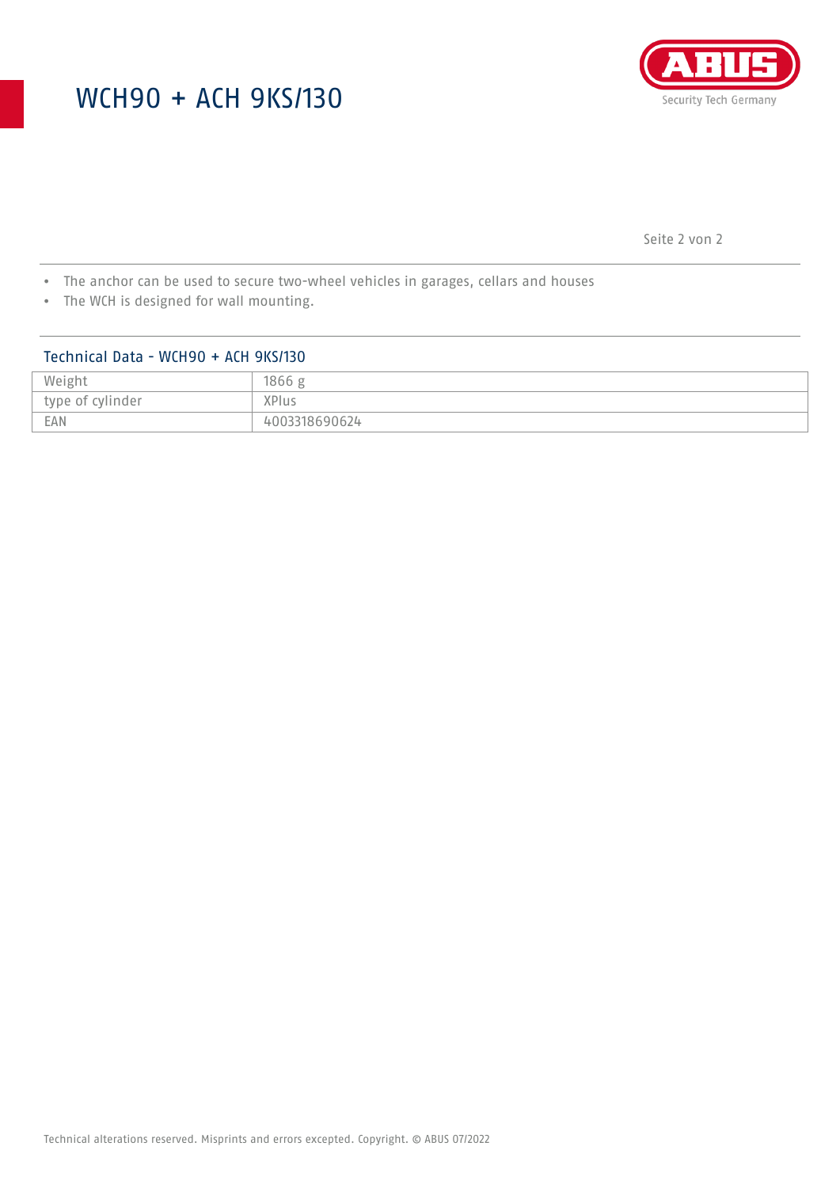- The anchor can be used to secure two-wheel vehicles in garages, cellars and houses
- The WCH is designed for wall mounting.

## Technical Data - WCH90 + ACH 9KS/130

| | |
|---|---|
| Weight | 1866 g |
| type of cylinder | XPlus |
| EAN | 4003318690624 |

Technical alterations reserved. Misprints and errors excepted. Copyright. © ABUS 07/2022